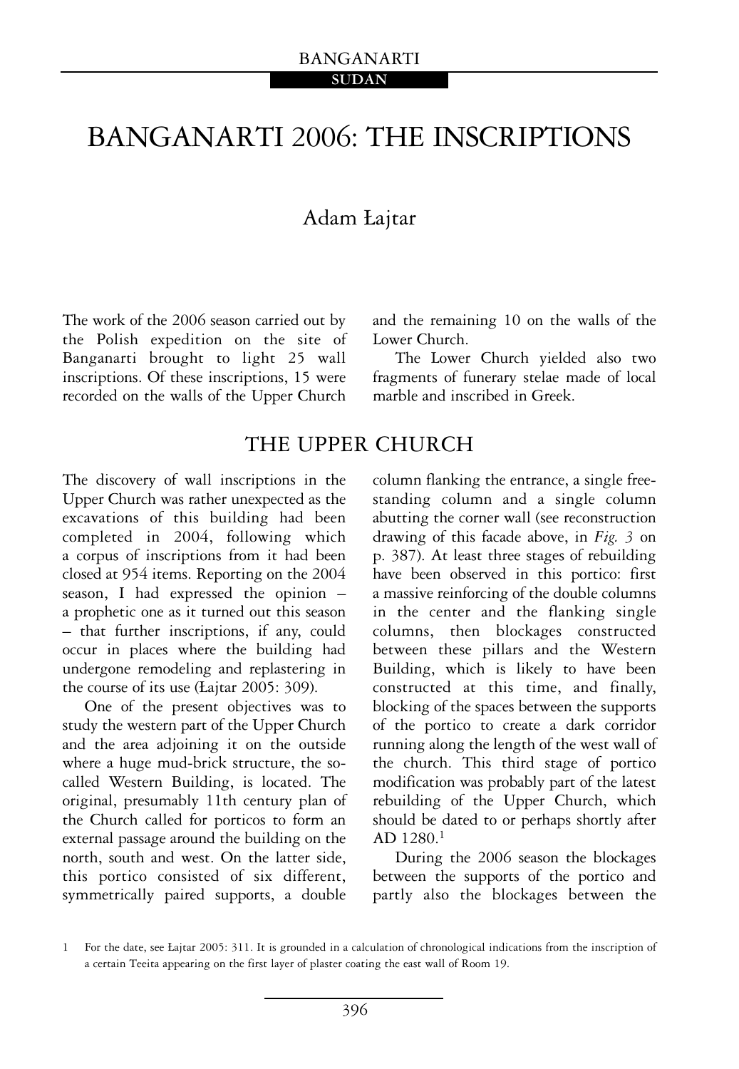# BANGANARTI 2006: THE INSCRIPTIONS

Adam Łajtar

The work of the 2006 season carried out by the Polish expedition on the site of Banganarti brought to light 25 wall inscriptions. Of these inscriptions, 15 were recorded on the walls of the Upper Church and the remaining 10 on the walls of the Lower Church.

The Lower Church yielded also two fragments of funerary stelae made of local marble and inscribed in Greek.

## THE UPPER CHURCH

The discovery of wall inscriptions in the Upper Church was rather unexpected as the excavations of this building had been completed in 2004, following which a corpus of inscriptions from it had been closed at 954 items. Reporting on the 2004 season, I had expressed the opinion – a prophetic one as it turned out this season – that further inscriptions, if any, could occur in places where the building had undergone remodeling and replastering in the course of its use (Łajtar 2005: 309).

One of the present objectives was to study the western part of the Upper Church and the area adjoining it on the outside where a huge mud-brick structure, the so-called Western Building, is located. The original, presumably 11th century plan of the Church called for porticos to form an external passage around the building on the north, south and west. On the latter side, this portico consisted of six different, symmetrically paired supports, a double column flanking the entrance, a single free-standing column and a single column abutting the corner wall (see reconstruction drawing of this facade above, in *Fig. 3* on p. 387). At least three stages of rebuilding have been observed in this portico: first a massive reinforcing of the double columns in the center and the flanking single columns, then blockages constructed between these pillars and the Western Building, which is likely to have been constructed at this time, and finally, blocking of the spaces between the supports of the portico to create a dark corridor running along the length of the west wall of the church. This third stage of portico modification was probably part of the latest rebuilding of the Upper Church, which should be dated to or perhaps shortly after AD 1280.[1]

During the 2006 season the blockages between the supports of the portico and partly also the blockages between the

[1] For the date, see Łajtar 2005: 311. It is grounded in a calculation of chronological indications from the inscription of a certain Teeita appearing on the first layer of plaster coating the east wall of Room 19.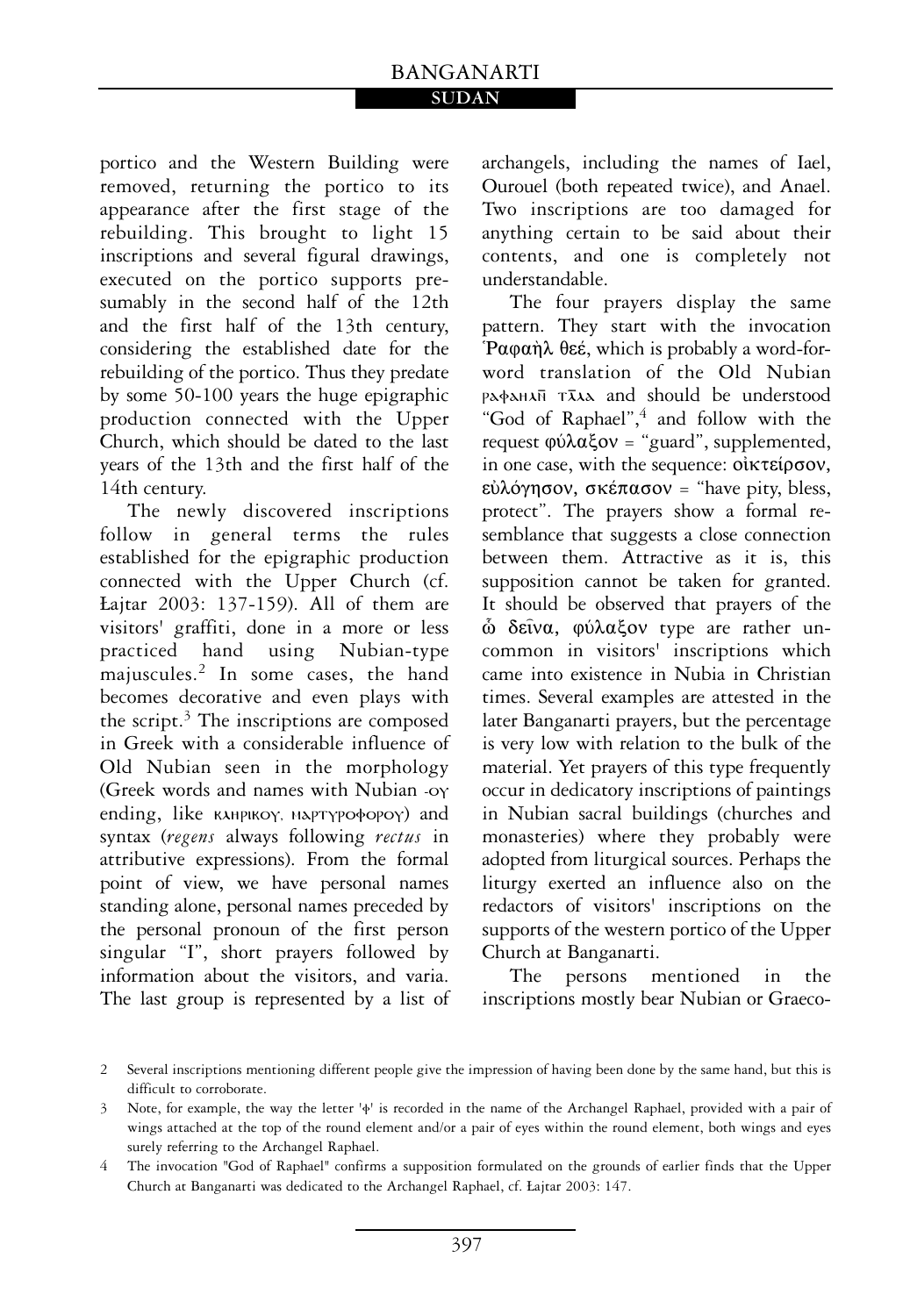portico and the Western Building were removed, returning the portico to its appearance after the first stage of the rebuilding. This brought to light 15 inscriptions and several figural drawings, executed on the portico supports presumably in the second half of the 12th and the first half of the 13th century, considering the established date for the rebuilding of the portico. Thus they predate by some 50-100 years the huge epigraphic production connected with the Upper Church, which should be dated to the last years of the 13th and the first half of the 14th century.

The newly discovered inscriptions follow in general terms the rules established for the epigraphic production connected with the Upper Church (cf. Łajtar 2003: 137-159). All of them are visitors' graffiti, done in a more or less practiced hand using Nubian-type majuscules.[2] In some cases, the hand becomes decorative and even plays with the script.[3] The inscriptions are composed in Greek with a considerable influence of Old Nubian seen in the morphology (Greek words and names with Nubian -ου ending, like κληρικου, μαρτυροφορου) and syntax (*regens* always following *rectus* in attributive expressions). From the formal point of view, we have personal names standing alone, personal names preceded by the personal pronoun of the first person singular "I", short prayers followed by information about the visitors, and varia. The last group is represented by a list of archangels, including the names of Iael, Ourouel (both repeated twice), and Anael. Two inscriptions are too damaged for anything certain to be said about their contents, and one is completely not understandable.

The four prayers display the same pattern. They start with the invocation Ῥαφαὴλ θεέ, which is probably a word-for-word translation of the Old Nubian ραφαηλῑ τλ̄λ and should be understood "God of Raphael",[4] and follow with the request φύλαξον = "guard", supplemented, in one case, with the sequence: οἰκτείρσον, εὐλόγησον, σκέπασον = "have pity, bless, protect". The prayers show a formal resemblance that suggests a close connection between them. Attractive as it is, this supposition cannot be taken for granted. It should be observed that prayers of the ὦ δεῖνα, φύλαξον type are rather uncommon in visitors' inscriptions which came into existence in Nubia in Christian times. Several examples are attested in the later Banganarti prayers, but the percentage is very low with relation to the bulk of the material. Yet prayers of this type frequently occur in dedicatory inscriptions of paintings in Nubian sacral buildings (churches and monasteries) where they probably were adopted from liturgical sources. Perhaps the liturgy exerted an influence also on the redactors of visitors' inscriptions on the supports of the western portico of the Upper Church at Banganarti.

The persons mentioned in the inscriptions mostly bear Nubian or Graeco-

---

2 Several inscriptions mentioning different people give the impression of having been done by the same hand, but this is difficult to corroborate.

3 Note, for example, the way the letter 'φ' is recorded in the name of the Archangel Raphael, provided with a pair of wings attached at the top of the round element and/or a pair of eyes within the round element, both wings and eyes surely referring to the Archangel Raphael.

4 The invocation "God of Raphael" confirms a supposition formulated on the grounds of earlier finds that the Upper Church at Banganarti was dedicated to the Archangel Raphael, cf. Łajtar 2003: 147.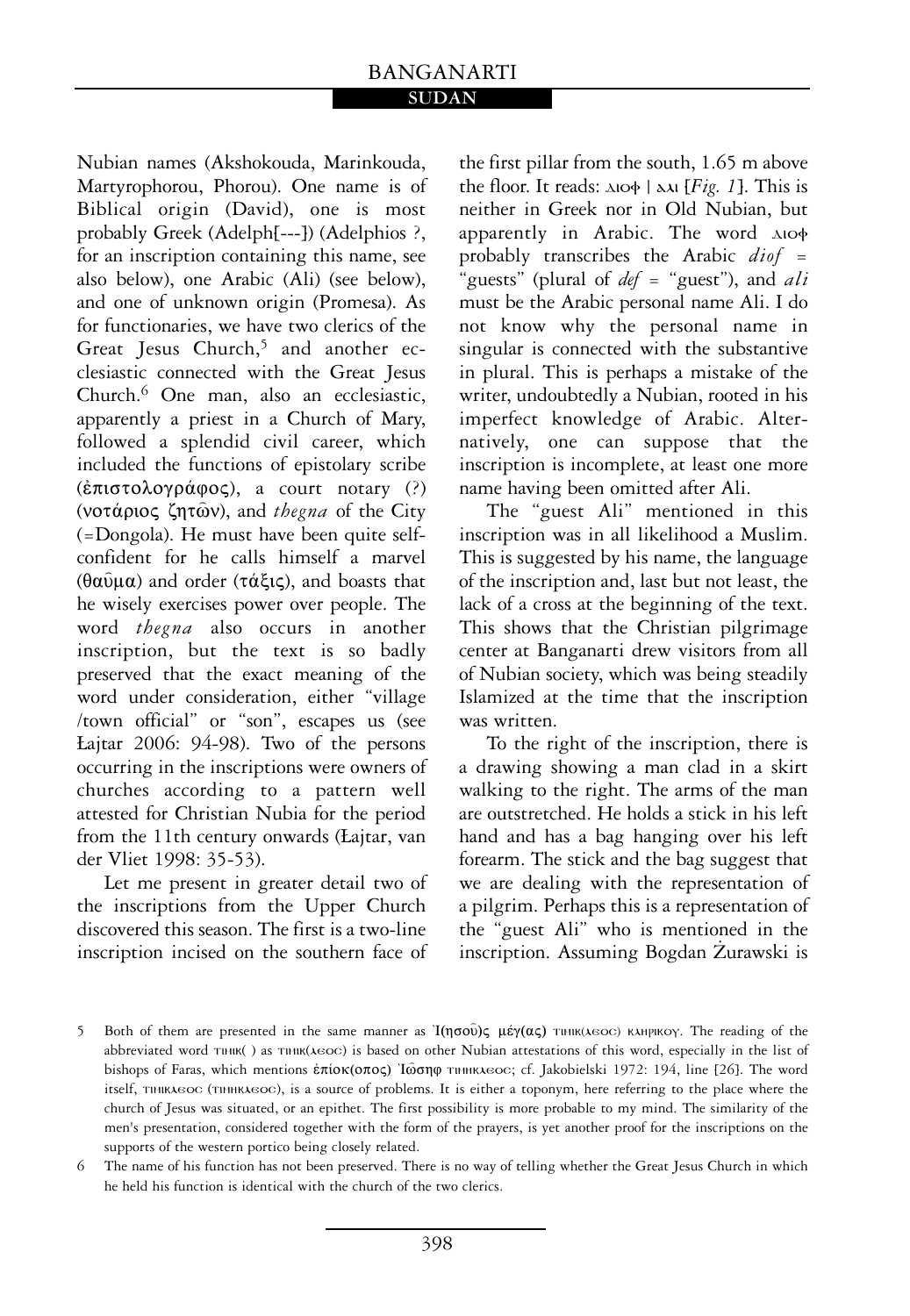Nubian names (Akshokouda, Marinkouda, Martyrophorou, Phorou). One name is of Biblical origin (David), one is most probably Greek (Adelph[---]) (Adelphios ?, for an inscription containing this name, see also below), one Arabic (Ali) (see below), and one of unknown origin (Promesa). As for functionaries, we have two clerics of the Great Jesus Church,[5] and another ecclesiastic connected with the Great Jesus Church.[6] One man, also an ecclesiastic, apparently a priest in a Church of Mary, followed a splendid civil career, which included the functions of epistolary scribe (ἐπιστολογράφος), a court notary (?) (νοτάριος ζητῶν), and *thegna* of the City (=Dongola). He must have been quite self-confident for he calls himself a marvel (θαῦμα) and order (τάξις), and boasts that he wisely exercises power over people. The word *thegna* also occurs in another inscription, but the text is so badly preserved that the exact meaning of the word under consideration, either "village /town official" or "son", escapes us (see Łajtar 2006: 94-98). Two of the persons occurring in the inscriptions were owners of churches according to a pattern well attested for Christian Nubia for the period from the 11th century onwards (Łajtar, van der Vliet 1998: 35-53).

Let me present in greater detail two of the inscriptions from the Upper Church discovered this season. The first is a two-line inscription incised on the southern face of the first pillar from the south, 1.65 m above the floor. It reads: ⲇⲓⲟⲫ | ⲁⲗⲓ [*Fig. 1*]. This is neither in Greek nor in Old Nubian, but apparently in Arabic. The word ⲇⲓⲟⲫ probably transcribes the Arabic *diof* = "guests" (plural of *def* = "guest"), and *ali* must be the Arabic personal name Ali. I do not know why the personal name in singular is connected with the substantive in plural. This is perhaps a mistake of the writer, undoubtedly a Nubian, rooted in his imperfect knowledge of Arabic. Alternatively, one can suppose that the inscription is incomplete, at least one more name having been omitted after Ali.

The "guest Ali" mentioned in this inscription was in all likelihood a Muslim. This is suggested by his name, the language of the inscription and, last but not least, the lack of a cross at the beginning of the text. This shows that the Christian pilgrimage center at Banganarti drew visitors from all of Nubian society, which was being steadily Islamized at the time that the inscription was written.

To the right of the inscription, there is a drawing showing a man clad in a skirt walking to the right. The arms of the man are outstretched. He holds a stick in his left hand and has a bag hanging over his left forearm. The stick and the bag suggest that we are dealing with the representation of a pilgrim. Perhaps this is a representation of the "guest Ali" who is mentioned in the inscription. Assuming Bogdan Żurawski is

---

5 Both of them are presented in the same manner as Ἰ(ησοῦ)ς μέγ(ας) ⲧⲓⲛⲛⲕ(ⲗⲉⲟⲥ) ⲕⲗⲏⲣⲓⲕⲟⲩ. The reading of the abbreviated word ⲧⲓⲛⲛⲕ( ) as ⲧⲓⲛⲛⲕ(ⲗⲉⲟⲥ) is based on other Nubian attestations of this word, especially in the list of bishops of Faras, which mentions ἐπίσκ(οπος) Ἰῶσηφ ⲧⲓⲛⲛⲕⲗⲉⲟⲥ; cf. Jakobielski 1972: 194, line [26]. The word itself, ⲧⲓⲛⲛⲕⲗⲉⲟⲥ (ⲧⲓⲛⲛⲕⲗⲉⲟⲥ), is a source of problems. It is either a toponym, here referring to the place where the church of Jesus was situated, or an epithet. The first possibility is more probable to my mind. The similarity of the men's presentation, considered together with the form of the prayers, is yet another proof for the inscriptions on the supports of the western portico being closely related.

6 The name of his function has not been preserved. There is no way of telling whether the Great Jesus Church in which he held his function is identical with the church of the two clerics.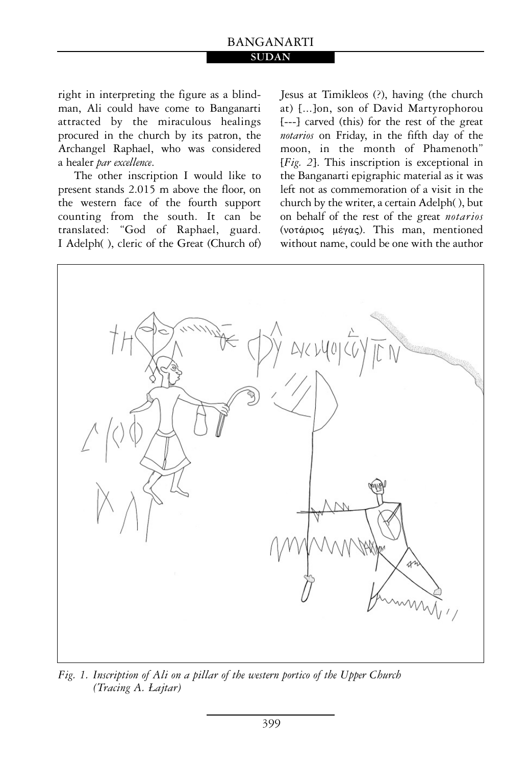right in interpreting the figure as a blindman, Ali could have come to Banganarti attracted by the miraculous healings procured in the church by its patron, the Archangel Raphael, who was considered a healer *par excellence*.

The other inscription I would like to present stands 2.015 m above the floor, on the western face of the fourth support counting from the south. It can be translated: "God of Raphael, guard. I Adelph( ), cleric of the Great (Church of) Jesus at Timikleos (?), having (the church at) [...]on, son of David Martyrophorou [---] carved (this) for the rest of the great *notarios* on Friday, in the fifth day of the moon, in the month of Phamenoth" [*Fig. 2*]. This inscription is exceptional in the Banganarti epigraphic material as it was left not as commemoration of a visit in the church by the writer, a certain Adelph( ), but on behalf of the rest of the great *notarios* (νοτάριος μέγας). This man, mentioned without name, could be one with the author

*Fig. 1. Inscription of Ali on a pillar of the western portico of the Upper Church (Tracing A. Łajtar)*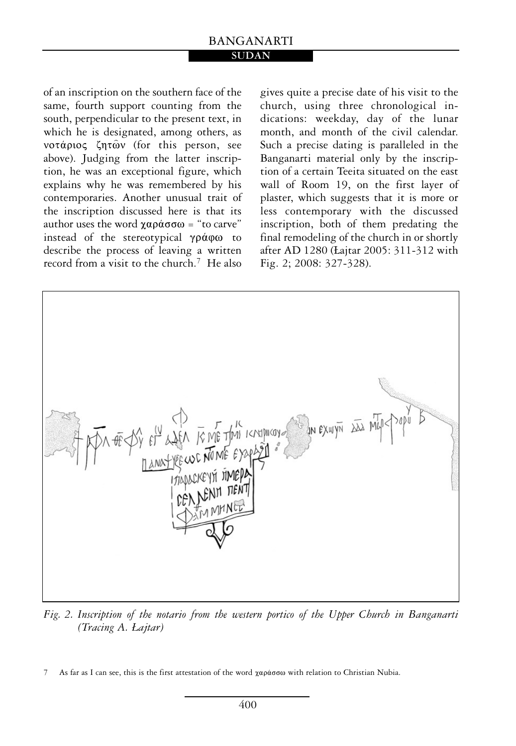of an inscription on the southern face of the same, fourth support counting from the south, perpendicular to the present text, in which he is designated, among others, as νοτάριος ζητῶν (for this person, see above). Judging from the latter inscription, he was an exceptional figure, which explains why he was remembered by his contemporaries. Another unusual trait of the inscription discussed here is that its author uses the word χαράσσω = "to carve" instead of the stereotypical γράφω to describe the process of leaving a written record from a visit to the church.[7] He also gives quite a precise date of his visit to the church, using three chronological indications: weekday, day of the lunar month, and month of the civil calendar. Such a precise dating is paralleled in the Banganarti material only by the inscription of a certain Teeita situated on the east wall of Room 19, on the first layer of plaster, which suggests that it is more or less contemporary with the discussed inscription, both of them predating the final remodeling of the church in or shortly after AD 1280 (Łajtar 2005: 311-312 with Fig. 2; 2008: 327-328).

*Fig. 2. Inscription of the notario from the western portico of the Upper Church in Banganarti (Tracing A. Łajtar)*

7 As far as I can see, this is the first attestation of the word χαράσσω with relation to Christian Nubia.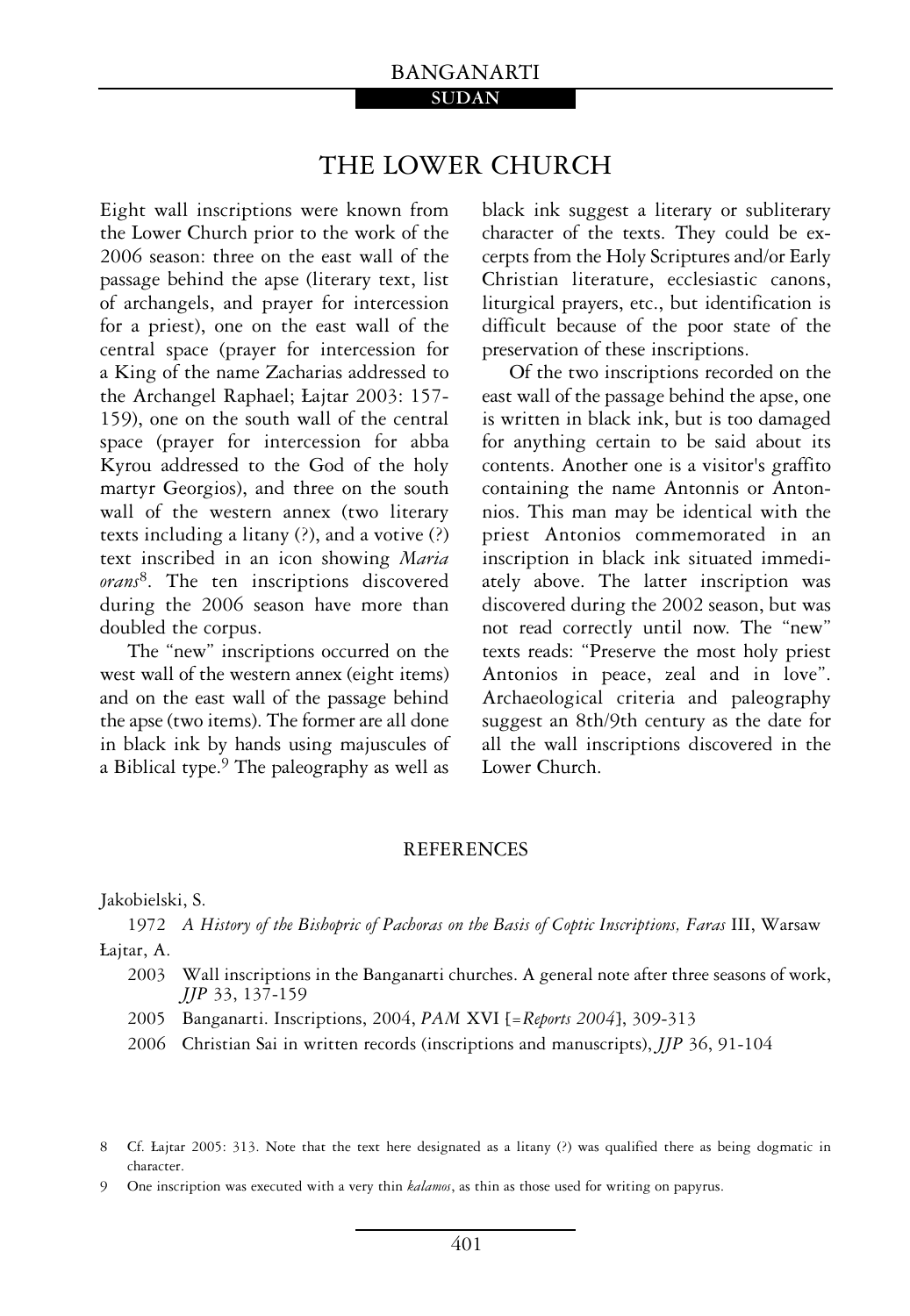## THE LOWER CHURCH

Eight wall inscriptions were known from the Lower Church prior to the work of the 2006 season: three on the east wall of the passage behind the apse (literary text, list of archangels, and prayer for intercession for a priest), one on the east wall of the central space (prayer for intercession for a King of the name Zacharias addressed to the Archangel Raphael; Łajtar 2003: 157-159), one on the south wall of the central space (prayer for intercession for abba Kyrou addressed to the God of the holy martyr Georgios), and three on the south wall of the western annex (two literary texts including a litany (?), and a votive (?) text inscribed in an icon showing *Maria orans*[8]. The ten inscriptions discovered during the 2006 season have more than doubled the corpus.

The "new" inscriptions occurred on the west wall of the western annex (eight items) and on the east wall of the passage behind the apse (two items). The former are all done in black ink by hands using majuscules of a Biblical type.[9] The paleography as well as black ink suggest a literary or subliterary character of the texts. They could be excerpts from the Holy Scriptures and/or Early Christian literature, ecclesiastic canons, liturgical prayers, etc., but identification is difficult because of the poor state of the preservation of these inscriptions.

Of the two inscriptions recorded on the east wall of the passage behind the apse, one is written in black ink, but is too damaged for anything certain to be said about its contents. Another one is a visitor's graffito containing the name Antonnis or Antonnios. This man may be identical with the priest Antonios commemorated in an inscription in black ink situated immediately above. The latter inscription was discovered during the 2002 season, but was not read correctly until now. The "new" texts reads: "Preserve the most holy priest Antonios in peace, zeal and in love". Archaeological criteria and paleography suggest an 8th/9th century as the date for all the wall inscriptions discovered in the Lower Church.

## REFERENCES

Jakobielski, S.

1972 *A History of the Bishopric of Pachoras on the Basis of Coptic Inscriptions, Faras* III, Warsaw

Łajtar, A.

2003 Wall inscriptions in the Banganarti churches. A general note after three seasons of work, *JJP* 33, 137-159

2005 Banganarti. Inscriptions, 2004, *PAM* XVI [=*Reports 2004*], 309-313

2006 Christian Sai in written records (inscriptions and manuscripts), *JJP* 36, 91-104

---

8 Cf. Łajtar 2005: 313. Note that the text here designated as a litany (?) was qualified there as being dogmatic in character.

9 One inscription was executed with a very thin *kalamos*, as thin as those used for writing on papyrus.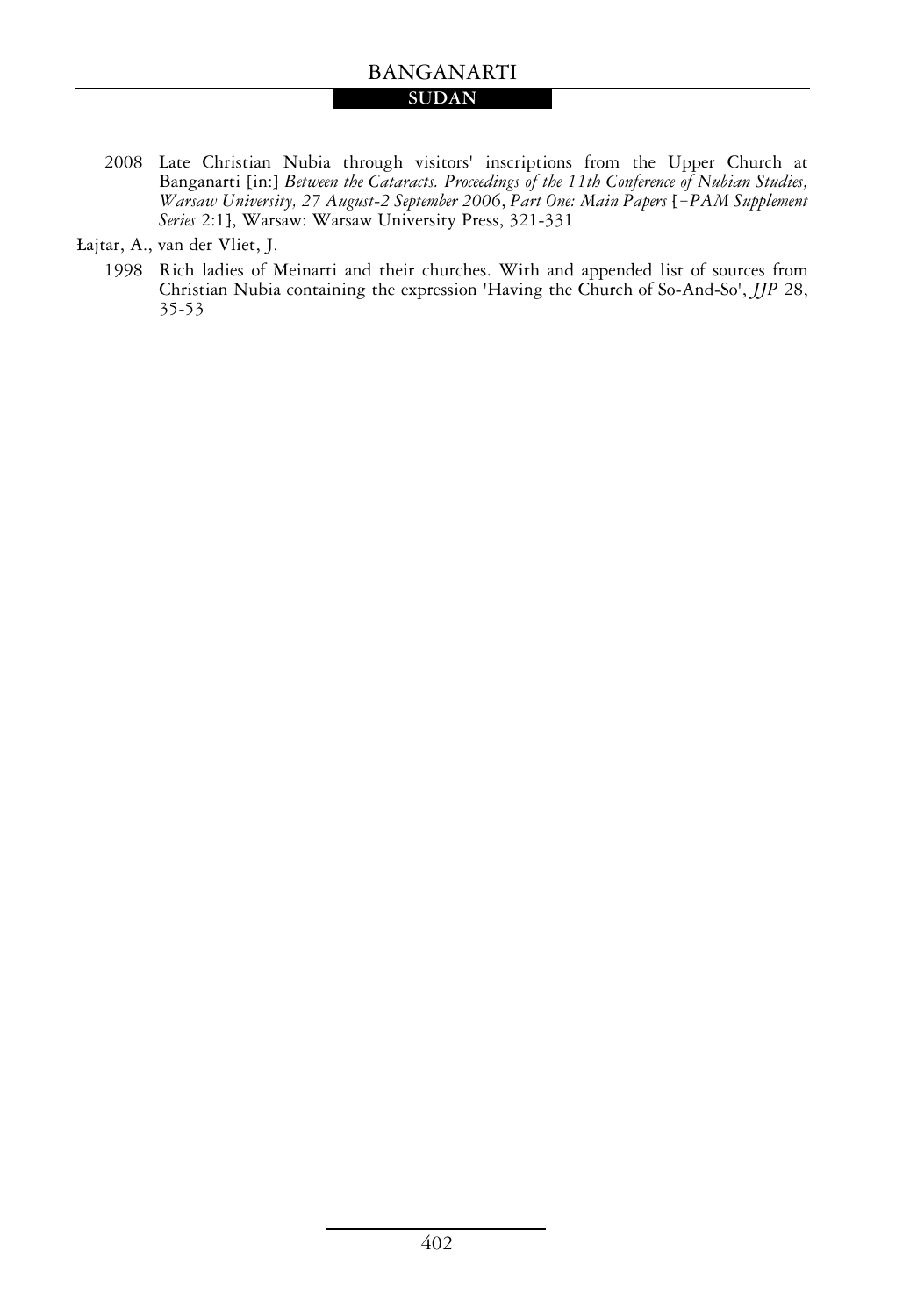2008 Late Christian Nubia through visitors' inscriptions from the Upper Church at Banganarti [in:] *Between the Cataracts. Proceedings of the 11th Conference of Nubian Studies, Warsaw University, 27 August-2 September 2006, Part One: Main Papers* [=*PAM Supplement Series* 2:1], Warsaw: Warsaw University Press, 321-331

Łajtar, A., van der Vliet, J.

1998 Rich ladies of Meinarti and their churches. With and appended list of sources from Christian Nubia containing the expression 'Having the Church of So-And-So', *JJP* 28, 35-53